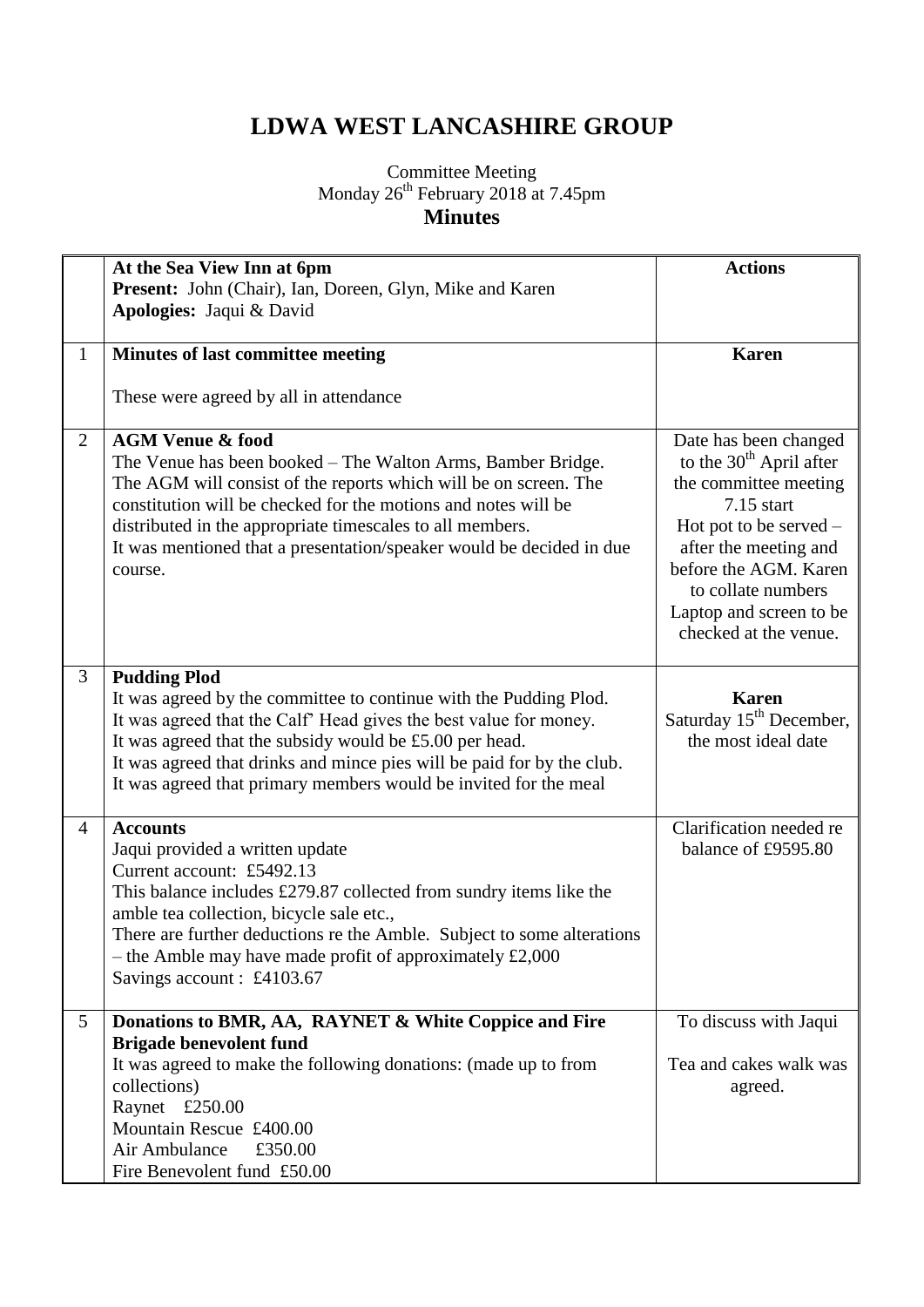# LDWA WEST LANCASHIRE GROUP

Committee Meeting
Monday 26th February 2018 at 7.45pm

## Minutes

| | At the Sea View Inn at 6pm<br>**Present:** John (Chair), Ian, Doreen, Glyn, Mike and Karen<br>**Apologies:** Jaqui & David | **Actions** |
|---|---|---|
| 1 | **Minutes of last committee meeting**<br><br>These were agreed by all in attendance | **Karen** |
| 2 | **AGM Venue & food**<br>The Venue has been booked – The Walton Arms, Bamber Bridge.<br>The AGM will consist of the reports which will be on screen. The constitution will be checked for the motions and notes will be distributed in the appropriate timescales to all members.<br>It was mentioned that a presentation/speaker would be decided in due course. | Date has been changed to the 30th April after the committee meeting 7.15 start<br>Hot pot to be served – after the meeting and before the AGM. Karen to collate numbers<br>Laptop and screen to be checked at the venue. |
| 3 | **Pudding Plod**<br>It was agreed by the committee to continue with the Pudding Plod.<br>It was agreed that the Calf' Head gives the best value for money.<br>It was agreed that the subsidy would be £5.00 per head.<br>It was agreed that drinks and mince pies will be paid for by the club.<br>It was agreed that primary members would be invited for the meal | **Karen**<br>Saturday 15th December, the most ideal date |
| 4 | **Accounts**<br>Jaqui provided a written update<br>Current account: £5492.13<br>This balance includes £279.87 collected from sundry items like the amble tea collection, bicycle sale etc.,<br>There are further deductions re the Amble. Subject to some alterations – the Amble may have made profit of approximately £2,000<br>Savings account : £4103.67 | Clarification needed re balance of £9595.80 |
| 5 | **Donations to BMR, AA, RAYNET & White Coppice and Fire Brigade benevolent fund**<br>It was agreed to make the following donations: (made up to from collections)<br>Raynet £250.00<br>Mountain Rescue £400.00<br>Air Ambulance £350.00<br>Fire Benevolent fund £50.00 | To discuss with Jaqui<br><br>Tea and cakes walk was agreed. |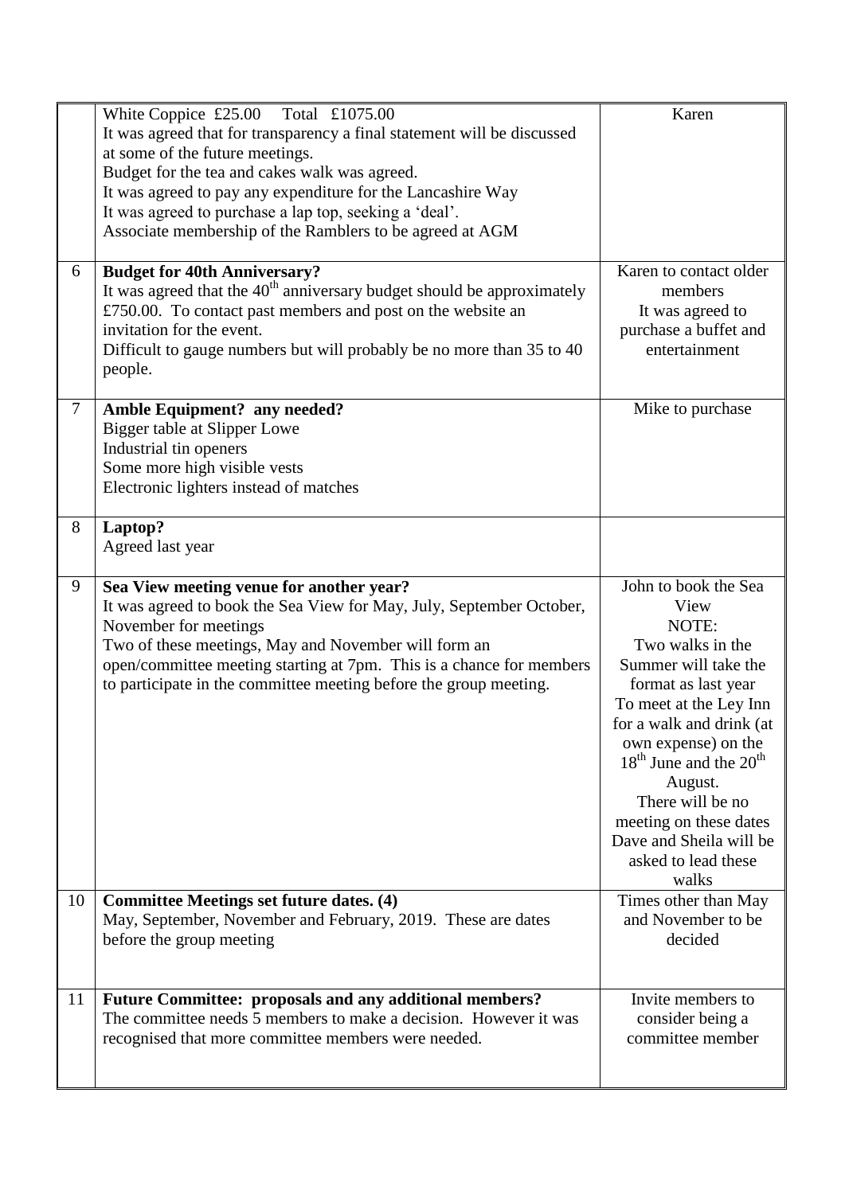| | | |
|---|---|---|
| | White Coppice £25.00 Total £1075.00<br>It was agreed that for transparency a final statement will be discussed at some of the future meetings.<br>Budget for the tea and cakes walk was agreed.<br>It was agreed to pay any expenditure for the Lancashire Way<br>It was agreed to purchase a lap top, seeking a 'deal'.<br>Associate membership of the Ramblers to be agreed at AGM | Karen |
| 6 | **Budget for 40th Anniversary?**<br>It was agreed that the 40th anniversary budget should be approximately £750.00. To contact past members and post on the website an invitation for the event.<br>Difficult to gauge numbers but will probably be no more than 35 to 40 people. | Karen to contact older members<br>It was agreed to purchase a buffet and entertainment |
| 7 | **Amble Equipment? any needed?**<br>Bigger table at Slipper Lowe<br>Industrial tin openers<br>Some more high visible vests<br>Electronic lighters instead of matches | Mike to purchase |
| 8 | **Laptop?**<br>Agreed last year | |
| 9 | **Sea View meeting venue for another year?**<br>It was agreed to book the Sea View for May, July, September October, November for meetings<br>Two of these meetings, May and November will form an open/committee meeting starting at 7pm. This is a chance for members to participate in the committee meeting before the group meeting. | John to book the Sea View<br>NOTE:<br>Two walks in the Summer will take the format as last year<br>To meet at the Ley Inn for a walk and drink (at own expense) on the 18th June and the 20th August.<br>There will be no meeting on these dates<br>Dave and Sheila will be asked to lead these walks |
| 10 | **Committee Meetings set future dates. (4)**<br>May, September, November and February, 2019. These are dates before the group meeting | Times other than May and November to be decided |
| 11 | **Future Committee: proposals and any additional members?**<br>The committee needs 5 members to make a decision. However it was recognised that more committee members were needed. | Invite members to consider being a committee member |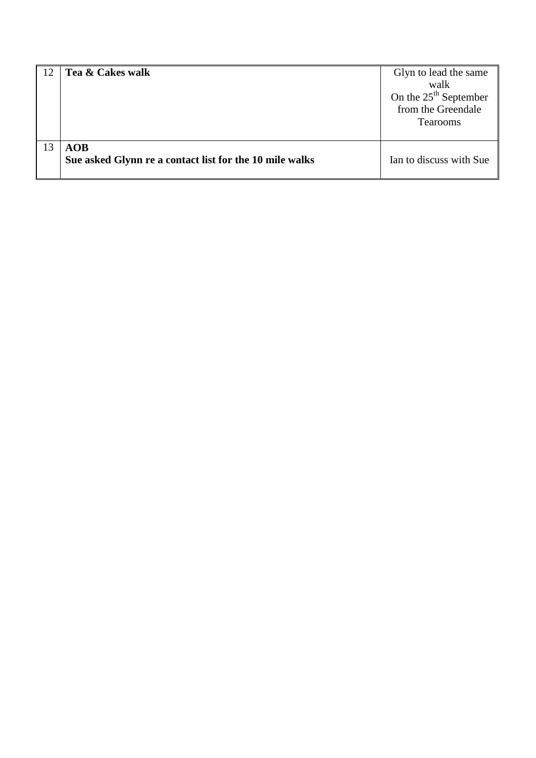| | | |
|---|---|---|
| 12 | **Tea & Cakes walk** | Glyn to lead the same walk On the 25th September from the Greendale Tearooms |
| 13 | **AOB** **Sue asked Glynn re a contact list for the 10 mile walks** | Ian to discuss with Sue |